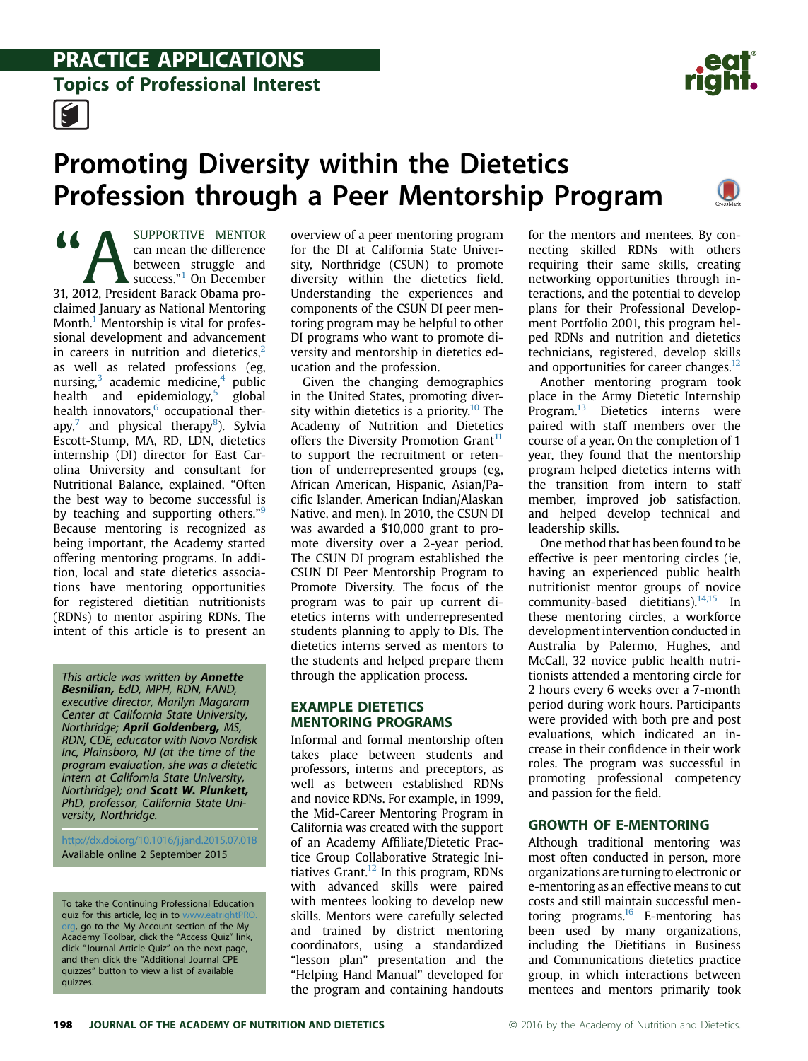# PRACTICE APPLICATIONS

## Topics of Professional Interest

# Promoting Diversity within the Dietetics Profession through a Peer Mentorship Program

"A SUPPORTIVE MENTOR can mean the difference between struggle and success."[1] On December 31, 2012, President Barack Obama proclaimed January as National Mentoring Month.[1] Mentorship is vital for professional development and advancement in careers in nutrition and dietetics,[2] as well as related professions (eg, nursing,[3] academic medicine,[4] public health and epidemiology,[5] global health innovators,[6] occupational therapy,[7] and physical therapy[8]). Sylvia Escott-Stump, MA, RD, LDN, dietetics internship (DI) director for East Carolina University and consultant for Nutritional Balance, explained, "Often the best way to become successful is by teaching and supporting others."[9] Because mentoring is recognized as being important, the Academy started offering mentoring programs. In addition, local and state dietetics associations have mentoring opportunities for registered dietitian nutritionists (RDNs) to mentor aspiring RDNs. The intent of this article is to present an overview of a peer mentoring program for the DI at California State University, Northridge (CSUN) to promote diversity within the dietetics field. Understanding the experiences and components of the CSUN DI peer mentoring program may be helpful to other DI programs who want to promote diversity and mentorship in dietetics education and the profession.

Given the changing demographics in the United States, promoting diversity within dietetics is a priority.[10] The Academy of Nutrition and Dietetics offers the Diversity Promotion Grant[11] to support the recruitment or retention of underrepresented groups (eg, African American, Hispanic, Asian/Pacific Islander, American Indian/Alaskan Native, and men). In 2010, the CSUN DI was awarded a $10,000 grant to promote diversity over a 2-year period. The CSUN DI program established the CSUN DI Peer Mentorship Program to Promote Diversity. The focus of the program was to pair up current dietetics interns with underrepresented students planning to apply to DIs. The dietetics interns served as mentors to the students and helped prepare them through the application process.

*This article was written by **Annette Besnilian,** EdD, MPH, RDN, FAND, executive director, Marilyn Magaram Center at California State University, Northridge; **April Goldenberg,** MS, RDN, CDE, educator with Novo Nordisk Inc, Plainsboro, NJ (at the time of the program evaluation, she was a dietetic intern at California State University, Northridge); and **Scott W. Plunkett,** PhD, professor, California State University, Northridge.*

http://dx.doi.org/10.1016/j.jand.2015.07.018
Available online 2 September 2015

To take the Continuing Professional Education quiz for this article, log in to www.eatrightPRO.org, go to the My Account section of the My Academy Toolbar, click the "Access Quiz" link, click "Journal Article Quiz" on the next page, and then click the "Additional Journal CPE quizzes" button to view a list of available quizzes.

## EXAMPLE DIETETICS MENTORING PROGRAMS

Informal and formal mentorship often takes place between students and professors, interns and preceptors, as well as between established RDNs and novice RDNs. For example, in 1999, the Mid-Career Mentoring Program in California was created with the support of an Academy Affiliate/Dietetic Practice Group Collaborative Strategic Initiatives Grant.[12] In this program, RDNs with advanced skills were paired with mentees looking to develop new skills. Mentors were carefully selected and trained by district mentoring coordinators, using a standardized "lesson plan" presentation and the "Helping Hand Manual" developed for the program and containing handouts for the mentors and mentees. By connecting skilled RDNs with others requiring their same skills, creating networking opportunities through interactions, and the potential to develop plans for their Professional Development Portfolio 2001, this program helped RDNs and nutrition and dietetics technicians, registered, develop skills and opportunities for career changes.[12]

Another mentoring program took place in the Army Dietetic Internship Program.[13] Dietetics interns were paired with staff members over the course of a year. On the completion of 1 year, they found that the mentorship program helped dietetics interns with the transition from intern to staff member, improved job satisfaction, and helped develop technical and leadership skills.

One method that has been found to be effective is peer mentoring circles (ie, having an experienced public health nutritionist mentor groups of novice community-based dietitians).[14,15] In these mentoring circles, a workforce development intervention conducted in Australia by Palermo, Hughes, and McCall, 32 novice public health nutritionists attended a mentoring circle for 2 hours every 6 weeks over a 7-month period during work hours. Participants were provided with both pre and post evaluations, which indicated an increase in their confidence in their work roles. The program was successful in promoting professional competency and passion for the field.

## GROWTH OF E-MENTORING

Although traditional mentoring was most often conducted in person, more organizations are turning to electronic or e-mentoring as an effective means to cut costs and still maintain successful mentoring programs.[16] E-mentoring has been used by many organizations, including the Dietitians in Business and Communications dietetics practice group, in which interactions between mentees and mentors primarily took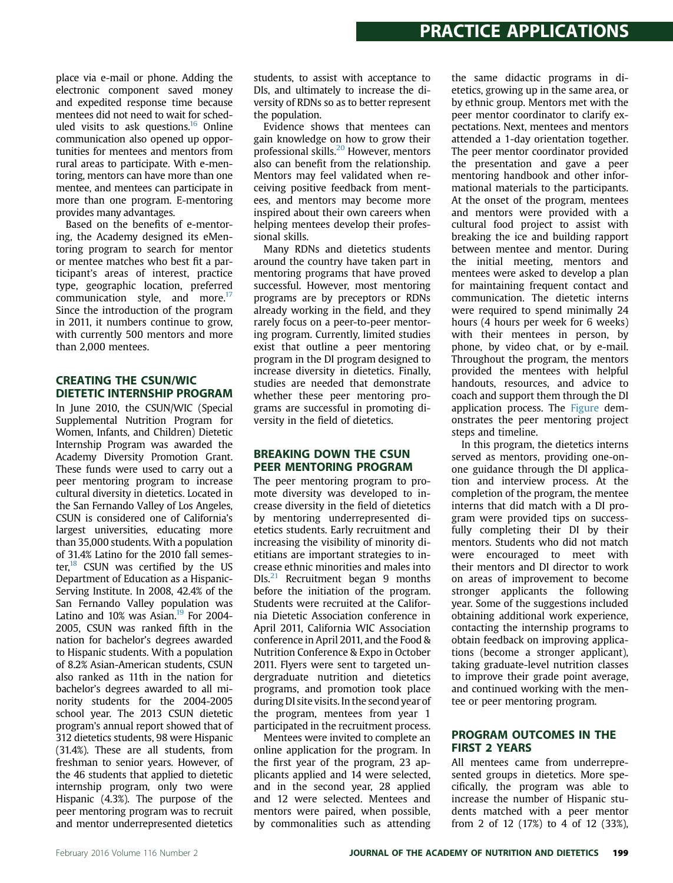place via e-mail or phone. Adding the electronic component saved money and expedited response time because mentees did not need to wait for scheduled visits to ask questions.[16] Online communication also opened up opportunities for mentees and mentors from rural areas to participate. With e-mentoring, mentors can have more than one mentee, and mentees can participate in more than one program. E-mentoring provides many advantages.

Based on the benefits of e-mentoring, the Academy designed its eMentoring program to search for mentor or mentee matches who best fit a participant's areas of interest, practice type, geographic location, preferred communication style, and more.[17] Since the introduction of the program in 2011, it numbers continue to grow, with currently 500 mentors and more than 2,000 mentees.

## CREATING THE CSUN/WIC DIETETIC INTERNSHIP PROGRAM

In June 2010, the CSUN/WIC (Special Supplemental Nutrition Program for Women, Infants, and Children) Dietetic Internship Program was awarded the Academy Diversity Promotion Grant. These funds were used to carry out a peer mentoring program to increase cultural diversity in dietetics. Located in the San Fernando Valley of Los Angeles, CSUN is considered one of California's largest universities, educating more than 35,000 students. With a population of 31.4% Latino for the 2010 fall semester,[18] CSUN was certified by the US Department of Education as a Hispanic-Serving Institute. In 2008, 42.4% of the San Fernando Valley population was Latino and 10% was Asian.[19] For 2004-2005, CSUN was ranked fifth in the nation for bachelor's degrees awarded to Hispanic students. With a population of 8.2% Asian-American students, CSUN also ranked as 11th in the nation for bachelor's degrees awarded to all minority students for the 2004-2005 school year. The 2013 CSUN dietetic program's annual report showed that of 312 dietetics students, 98 were Hispanic (31.4%). These are all students, from freshman to senior years. However, of the 46 students that applied to dietetic internship program, only two were Hispanic (4.3%). The purpose of the peer mentoring program was to recruit and mentor underrepresented dietetics students, to assist with acceptance to DIs, and ultimately to increase the diversity of RDNs so as to better represent the population.

Evidence shows that mentees can gain knowledge on how to grow their professional skills.[20] However, mentors also can benefit from the relationship. Mentors may feel validated when receiving positive feedback from mentees, and mentors may become more inspired about their own careers when helping mentees develop their professional skills.

Many RDNs and dietetics students around the country have taken part in mentoring programs that have proved successful. However, most mentoring programs are by preceptors or RDNs already working in the field, and they rarely focus on a peer-to-peer mentoring program. Currently, limited studies exist that outline a peer mentoring program in the DI program designed to increase diversity in dietetics. Finally, studies are needed that demonstrate whether these peer mentoring programs are successful in promoting diversity in the field of dietetics.

## BREAKING DOWN THE CSUN PEER MENTORING PROGRAM

The peer mentoring program to promote diversity was developed to increase diversity in the field of dietetics by mentoring underrepresented dietetics students. Early recruitment and increasing the visibility of minority dietitians are important strategies to increase ethnic minorities and males into DIs.[21] Recruitment began 9 months before the initiation of the program. Students were recruited at the California Dietetic Association conference in April 2011, California WIC Association conference in April 2011, and the Food & Nutrition Conference & Expo in October 2011. Flyers were sent to targeted undergraduate nutrition and dietetics programs, and promotion took place during DI site visits. In the second year of the program, mentees from year 1 participated in the recruitment process.

Mentees were invited to complete an online application for the program. In the first year of the program, 23 applicants applied and 14 were selected, and in the second year, 28 applied and 12 were selected. Mentees and mentors were paired, when possible, by commonalities such as attending the same didactic programs in dietetics, growing up in the same area, or by ethnic group. Mentors met with the peer mentor coordinator to clarify expectations. Next, mentees and mentors attended a 1-day orientation together. The peer mentor coordinator provided the presentation and gave a peer mentoring handbook and other informational materials to the participants. At the onset of the program, mentees and mentors were provided with a cultural food project to assist with breaking the ice and building rapport between mentee and mentor. During the initial meeting, mentors and mentees were asked to develop a plan for maintaining frequent contact and communication. The dietetic interns were required to spend minimally 24 hours (4 hours per week for 6 weeks) with their mentees in person, by phone, by video chat, or by e-mail. Throughout the program, the mentors provided the mentees with helpful handouts, resources, and advice to coach and support them through the DI application process. The Figure demonstrates the peer mentoring project steps and timeline.

In this program, the dietetics interns served as mentors, providing one-on-one guidance through the DI application and interview process. At the completion of the program, the mentee interns that did match with a DI program were provided tips on successfully completing their DI by their mentors. Students who did not match were encouraged to meet with their mentors and DI director to work on areas of improvement to become stronger applicants the following year. Some of the suggestions included obtaining additional work experience, contacting the internship programs to obtain feedback on improving applications (become a stronger applicant), taking graduate-level nutrition classes to improve their grade point average, and continued working with the mentee or peer mentoring program.

## PROGRAM OUTCOMES IN THE FIRST 2 YEARS

All mentees came from underrepresented groups in dietetics. More specifically, the program was able to increase the number of Hispanic students matched with a peer mentor from 2 of 12 (17%) to 4 of 12 (33%),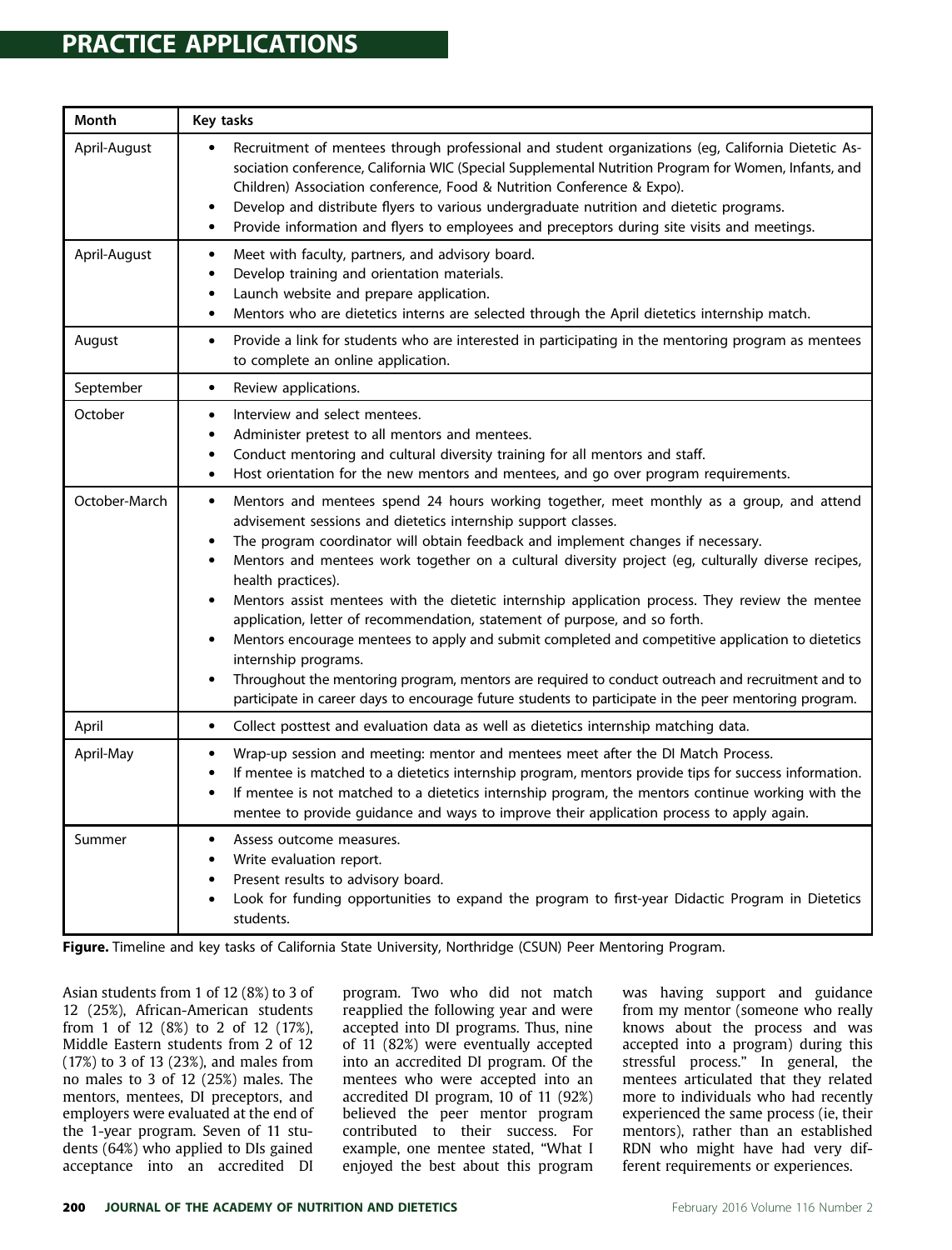| Month | Key tasks |
|---|---|
| April-August | • Recruitment of mentees through professional and student organizations (eg, California Dietetic Association conference, California WIC (Special Supplemental Nutrition Program for Women, Infants, and Children) Association conference, Food & Nutrition Conference & Expo).<br>• Develop and distribute flyers to various undergraduate nutrition and dietetic programs.<br>• Provide information and flyers to employees and preceptors during site visits and meetings. |
| April-August | • Meet with faculty, partners, and advisory board.<br>• Develop training and orientation materials.<br>• Launch website and prepare application.<br>• Mentors who are dietetics interns are selected through the April dietetics internship match. |
| August | • Provide a link for students who are interested in participating in the mentoring program as mentees to complete an online application. |
| September | • Review applications. |
| October | • Interview and select mentees.<br>• Administer pretest to all mentors and mentees.<br>• Conduct mentoring and cultural diversity training for all mentors and staff.<br>• Host orientation for the new mentors and mentees, and go over program requirements. |
| October-March | • Mentors and mentees spend 24 hours working together, meet monthly as a group, and attend advisement sessions and dietetics internship support classes.<br>• The program coordinator will obtain feedback and implement changes if necessary.<br>• Mentors and mentees work together on a cultural diversity project (eg, culturally diverse recipes, health practices).<br>• Mentors assist mentees with the dietetic internship application process. They review the mentee application, letter of recommendation, statement of purpose, and so forth.<br>• Mentors encourage mentees to apply and submit completed and competitive application to dietetics internship programs.<br>• Throughout the mentoring program, mentors are required to conduct outreach and recruitment and to participate in career days to encourage future students to participate in the peer mentoring program. |
| April | • Collect posttest and evaluation data as well as dietetics internship matching data. |
| April-May | • Wrap-up session and meeting: mentor and mentees meet after the DI Match Process.<br>• If mentee is matched to a dietetics internship program, mentors provide tips for success information.<br>• If mentee is not matched to a dietetics internship program, the mentors continue working with the mentee to provide guidance and ways to improve their application process to apply again. |
| Summer | • Assess outcome measures.<br>• Write evaluation report.<br>• Present results to advisory board.<br>• Look for funding opportunities to expand the program to first-year Didactic Program in Dietetics students. |

**Figure.** Timeline and key tasks of California State University, Northridge (CSUN) Peer Mentoring Program.

Asian students from 1 of 12 (8%) to 3 of 12 (25%), African-American students from 1 of 12 (8%) to 2 of 12 (17%), Middle Eastern students from 2 of 12 (17%) to 3 of 13 (23%), and males from no males to 3 of 12 (25%) males. The mentors, mentees, DI preceptors, and employers were evaluated at the end of the 1-year program. Seven of 11 students (64%) who applied to DIs gained acceptance into an accredited DI program. Two who did not match reapplied the following year and were accepted into DI programs. Thus, nine of 11 (82%) were eventually accepted into an accredited DI program. Of the mentees who were accepted into an accredited DI program, 10 of 11 (92%) believed the peer mentor program contributed to their success. For example, one mentee stated, "What I enjoyed the best about this program was having support and guidance from my mentor (someone who really knows about the process and was accepted into a program) during this stressful process." In general, the mentees articulated that they related more to individuals who had recently experienced the same process (ie, their mentors), rather than an established RDN who might have had very different requirements or experiences.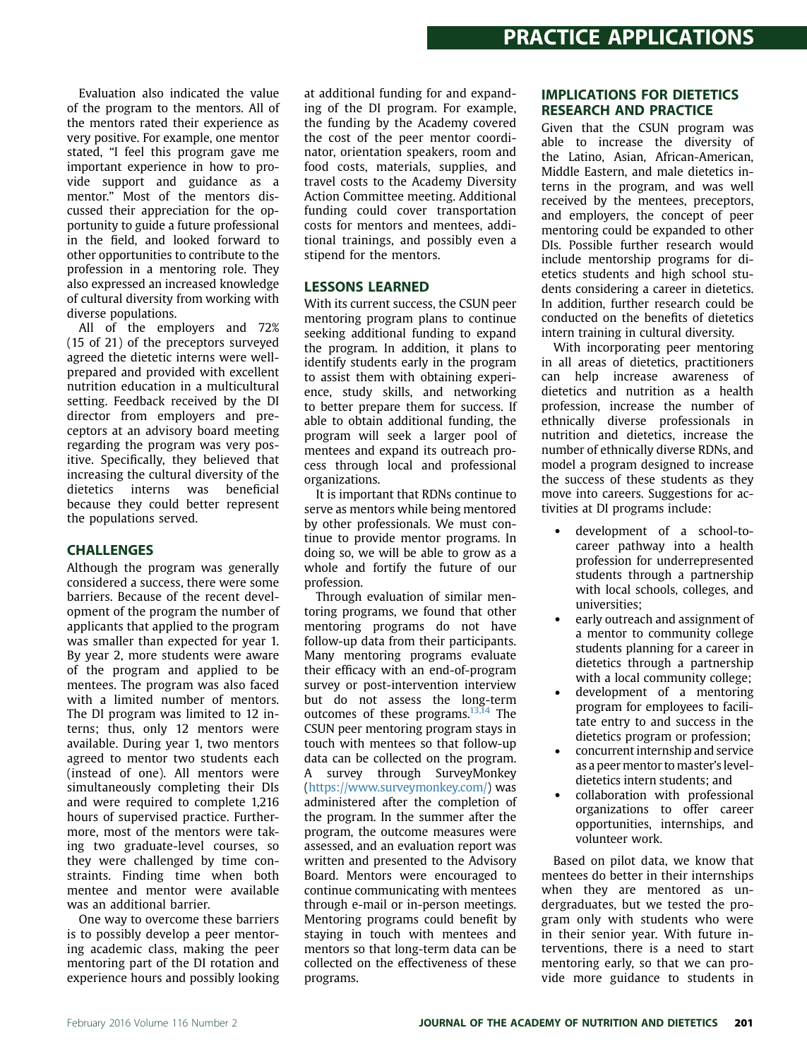Evaluation also indicated the value of the program to the mentors. All of the mentors rated their experience as very positive. For example, one mentor stated, "I feel this program gave me important experience in how to provide support and guidance as a mentor." Most of the mentors discussed their appreciation for the opportunity to guide a future professional in the field, and looked forward to other opportunities to contribute to the profession in a mentoring role. They also expressed an increased knowledge of cultural diversity from working with diverse populations.

All of the employers and 72% (15 of 21) of the preceptors surveyed agreed the dietetic interns were well-prepared and provided with excellent nutrition education in a multicultural setting. Feedback received by the DI director from employers and preceptors at an advisory board meeting regarding the program was very positive. Specifically, they believed that increasing the cultural diversity of the dietetics interns was beneficial because they could better represent the populations served.

## CHALLENGES

Although the program was generally considered a success, there were some barriers. Because of the recent development of the program the number of applicants that applied to the program was smaller than expected for year 1. By year 2, more students were aware of the program and applied to be mentees. The program was also faced with a limited number of mentors. The DI program was limited to 12 interns; thus, only 12 mentors were available. During year 1, two mentors agreed to mentor two students each (instead of one). All mentors were simultaneously completing their DIs and were required to complete 1,216 hours of supervised practice. Furthermore, most of the mentors were taking two graduate-level courses, so they were challenged by time constraints. Finding time when both mentee and mentor were available was an additional barrier.

One way to overcome these barriers is to possibly develop a peer mentoring academic class, making the peer mentoring part of the DI rotation and experience hours and possibly looking at additional funding for and expanding of the DI program. For example, the funding by the Academy covered the cost of the peer mentor coordinator, orientation speakers, room and food costs, materials, supplies, and travel costs to the Academy Diversity Action Committee meeting. Additional funding could cover transportation costs for mentors and mentees, additional trainings, and possibly even a stipend for the mentors.

## LESSONS LEARNED

With its current success, the CSUN peer mentoring program plans to continue seeking additional funding to expand the program. In addition, it plans to identify students early in the program to assist them with obtaining experience, study skills, and networking to better prepare them for success. If able to obtain additional funding, the program will seek a larger pool of mentees and expand its outreach process through local and professional organizations.

It is important that RDNs continue to serve as mentors while being mentored by other professionals. We must continue to provide mentor programs. In doing so, we will be able to grow as a whole and fortify the future of our profession.

Through evaluation of similar mentoring programs, we found that other mentoring programs do not have follow-up data from their participants. Many mentoring programs evaluate their efficacy with an end-of-program survey or post-intervention interview but do not assess the long-term outcomes of these programs.[13,14] The CSUN peer mentoring program stays in touch with mentees so that follow-up data can be collected on the program. A survey through SurveyMonkey (https://www.surveymonkey.com/) was administered after the completion of the program. In the summer after the program, the outcome measures were assessed, and an evaluation report was written and presented to the Advisory Board. Mentors were encouraged to continue communicating with mentees through e-mail or in-person meetings. Mentoring programs could benefit by staying in touch with mentees and mentors so that long-term data can be collected on the effectiveness of these programs.

## IMPLICATIONS FOR DIETETICS RESEARCH AND PRACTICE

Given that the CSUN program was able to increase the diversity of the Latino, Asian, African-American, Middle Eastern, and male dietetics interns in the program, and was well received by the mentees, preceptors, and employers, the concept of peer mentoring could be expanded to other DIs. Possible further research would include mentorship programs for dietetics students and high school students considering a career in dietetics. In addition, further research could be conducted on the benefits of dietetics intern training in cultural diversity.

With incorporating peer mentoring in all areas of dietetics, practitioners can help increase awareness of dietetics and nutrition as a health profession, increase the number of ethnically diverse professionals in nutrition and dietetics, increase the number of ethnically diverse RDNs, and model a program designed to increase the success of these students as they move into careers. Suggestions for activities at DI programs include:

- development of a school-to-career pathway into a health profession for underrepresented students through a partnership with local schools, colleges, and universities;
- early outreach and assignment of a mentor to community college students planning for a career in dietetics through a partnership with a local community college;
- development of a mentoring program for employees to facilitate entry to and success in the dietetics program or profession;
- concurrent internship and service as a peer mentor to master's level-dietetics intern students; and
- collaboration with professional organizations to offer career opportunities, internships, and volunteer work.

Based on pilot data, we know that mentees do better in their internships when they are mentored as undergraduates, but we tested the program only with students who were in their senior year. With future interventions, there is a need to start mentoring early, so that we can provide more guidance to students in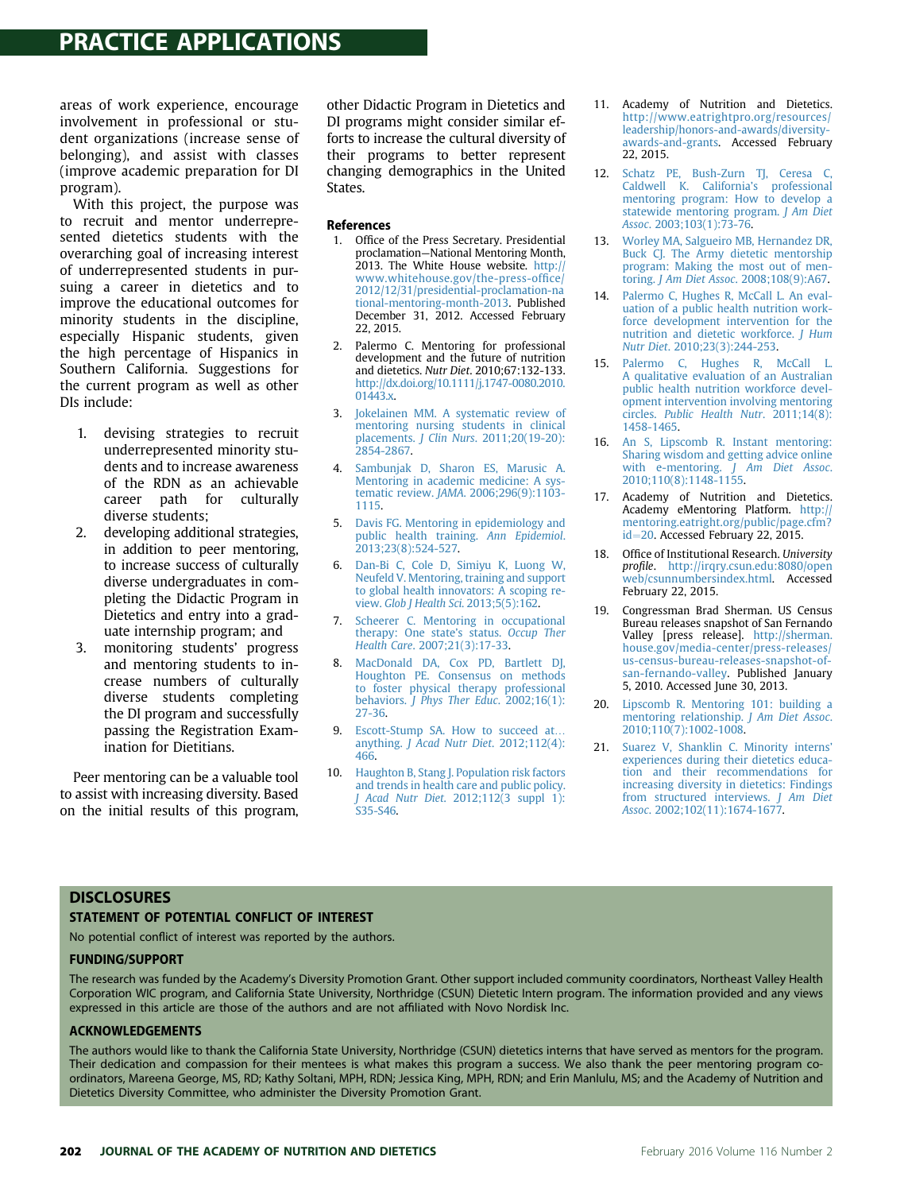areas of work experience, encourage involvement in professional or student organizations (increase sense of belonging), and assist with classes (improve academic preparation for DI program).

With this project, the purpose was to recruit and mentor underrepresented dietetics students with the overarching goal of increasing interest of underrepresented students in pursuing a career in dietetics and to improve the educational outcomes for minority students in the discipline, especially Hispanic students, given the high percentage of Hispanics in Southern California. Suggestions for the current program as well as other DIs include:

1. devising strategies to recruit underrepresented minority students and to increase awareness of the RDN as an achievable career path for culturally diverse students;
2. developing additional strategies, in addition to peer mentoring, to increase success of culturally diverse undergraduates in completing the Didactic Program in Dietetics and entry into a graduate internship program; and
3. monitoring students' progress and mentoring students to increase numbers of culturally diverse students completing the DI program and successfully passing the Registration Examination for Dietitians.

Peer mentoring can be a valuable tool to assist with increasing diversity. Based on the initial results of this program, other Didactic Program in Dietetics and DI programs might consider similar efforts to increase the cultural diversity of their programs to better represent changing demographics in the United States.

## References

1. Office of the Press Secretary. Presidential proclamation—National Mentoring Month, 2013. The White House website. http://www.whitehouse.gov/the-press-office/2012/12/31/presidential-proclamation-national-mentoring-month-2013. Published December 31, 2012. Accessed February 22, 2015.
2. Palermo C. Mentoring for professional development and the future of nutrition and dietetics. *Nutr Diet*. 2010;67:132-133. http://dx.doi.org/10.1111/j.1747-0080.2010.01443.x.
3. Jokelainen MM. A systematic review of mentoring nursing students in clinical placements. *J Clin Nurs*. 2011;20(19-20):2854-2867.
4. Sambunjak D, Sharon ES, Marusic A. Mentoring in academic medicine: A systematic review. *JAMA*. 2006;296(9):1103-1115.
5. Davis FG. Mentoring in epidemiology and public health training. *Ann Epidemiol*. 2013;23(8):524-527.
6. Dan-Bi C, Cole D, Simiyu K, Luong W, Neufeld V. Mentoring, training and support to global health innovators: A scoping review. *Glob J Health Sci*. 2013;5(5):162.
7. Scheerer C. Mentoring in occupational therapy: One state's status. *Occup Ther Health Care*. 2007;21(3):17-33.
8. MacDonald DA, Cox PD, Bartlett DJ, Houghton PE. Consensus on methods to foster physical therapy professional behaviors. *J Phys Ther Educ*. 2002;16(1):27-36.
9. Escott-Stump SA. How to succeed at… anything. *J Acad Nutr Diet*. 2012;112(4):466.
10. Haughton B, Stang J. Population risk factors and trends in health care and public policy. *J Acad Nutr Diet*. 2012;112(3 suppl 1):S35-S46.
11. Academy of Nutrition and Dietetics. http://www.eatrightpro.org/resources/leadership/honors-and-awards/diversity-awards-and-grants. Accessed February 22, 2015.
12. Schatz PE, Bush-Zurn TJ, Ceresa C, Caldwell K. California's professional mentoring program: How to develop a statewide mentoring program. *J Am Diet Assoc*. 2003;103(1):73-76.
13. Worley MA, Salgueiro MB, Hernandez DR, Buck CJ. The Army dietetic mentorship program: Making the most out of mentoring. *J Am Diet Assoc*. 2008;108(9):A67.
14. Palermo C, Hughes R, McCall L. An evaluation of a public health nutrition workforce development intervention for the nutrition and dietetic workforce. *J Hum Nutr Diet*. 2010;23(3):244-253.
15. Palermo C, Hughes R, McCall L. A qualitative evaluation of an Australian public health nutrition workforce development intervention involving mentoring circles. *Public Health Nutr*. 2011;14(8):1458-1465.
16. An S, Lipscomb R. Instant mentoring: Sharing wisdom and getting advice online with e-mentoring. *J Am Diet Assoc*. 2010;110(8):1148-1155.
17. Academy of Nutrition and Dietetics. Academy eMentoring Platform. http://mentoring.eatright.org/public/page.cfm?id=20. Accessed February 22, 2015.
18. Office of Institutional Research. *University profile*. http://irqry.csun.edu:8080/openweb/csunnumbersindex.html. Accessed February 22, 2015.
19. Congressman Brad Sherman. US Census Bureau releases snapshot of San Fernando Valley [press release]. http://sherman.house.gov/media-center/press-releases/us-census-bureau-releases-snapshot-of-san-fernando-valley. Published January 5, 2010. Accessed June 30, 2013.
20. Lipscomb R. Mentoring 101: building a mentoring relationship. *J Am Diet Assoc*. 2010;110(7):1002-1008.
21. Suarez V, Shanklin C. Minority interns' experiences during their dietetics education and their recommendations for increasing diversity in dietetics: Findings from structured interviews. *J Am Diet Assoc*. 2002;102(11):1674-1677.

## DISCLOSURES

### STATEMENT OF POTENTIAL CONFLICT OF INTEREST

No potential conflict of interest was reported by the authors.

### FUNDING/SUPPORT

The research was funded by the Academy's Diversity Promotion Grant. Other support included community coordinators, Northeast Valley Health Corporation WIC program, and California State University, Northridge (CSUN) Dietetic Intern program. The information provided and any views expressed in this article are those of the authors and are not affiliated with Novo Nordisk Inc.

### ACKNOWLEDGEMENTS

The authors would like to thank the California State University, Northridge (CSUN) dietetics interns that have served as mentors for the program. Their dedication and compassion for their mentees is what makes this program a success. We also thank the peer mentoring program coordinators, Mareena George, MS, RD; Kathy Soltani, MPH, RDN; Jessica King, MPH, RDN; and Erin Manlulu, MS; and the Academy of Nutrition and Dietetics Diversity Committee, who administer the Diversity Promotion Grant.